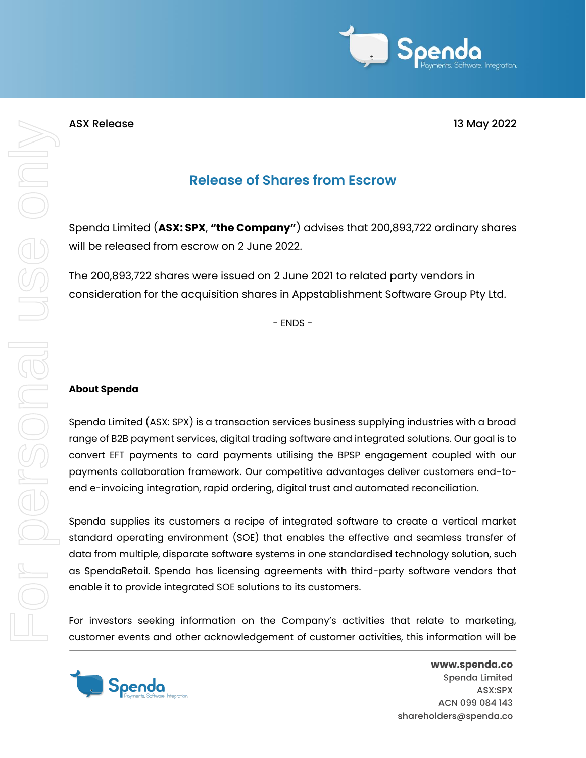ASX Release

13 May 2022

# Release of Shares from Escrow

Spenda Limited (**ASX: SPX**, **"the Company"**) advises that 200,893,722 ordinary shares will be released from escrow on 2 June 2022.

The 200,893,722 shares were issued on 2 June 2021 to related party vendors in consideration for the acquisition shares in Appstablishment Software Group Pty Ltd.

\- ENDS -

**About Spenda**

Spenda Limited (ASX: SPX) is a transaction services business supplying industries with a broad range of B2B payment services, digital trading software and integrated solutions. Our goal is to convert EFT payments to card payments utilising the BPSP engagement coupled with our payments collaboration framework. Our competitive advantages deliver customers end-to-end e-invoicing integration, rapid ordering, digital trust and automated reconciliation.

Spenda supplies its customers a recipe of integrated software to create a vertical market standard operating environment (SOE) that enables the effective and seamless transfer of data from multiple, disparate software systems in one standardised technology solution, such as SpendaRetail. Spenda has licensing agreements with third-party software vendors that enable it to provide integrated SOE solutions to its customers.

For investors seeking information on the Company's activities that relate to marketing, customer events and other acknowledgement of customer activities, this information will be

www.spenda.co
Spenda Limited
ASX:SPX
ACN 099 084 143
shareholders@spenda.co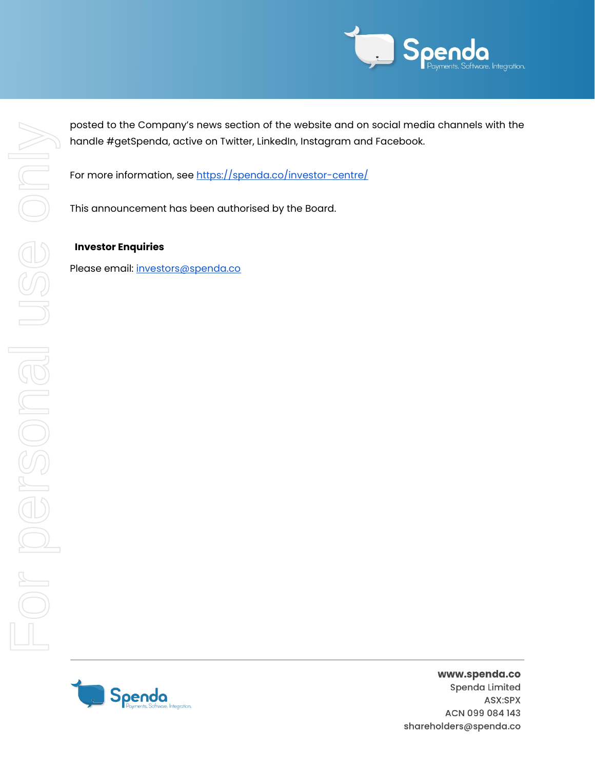posted to the Company's news section of the website and on social media channels with the handle #getSpenda, active on Twitter, LinkedIn, Instagram and Facebook.

For more information, see https://spenda.co/investor-centre/

This announcement has been authorised by the Board.

**Investor Enquiries**

Please email: investors@spenda.co